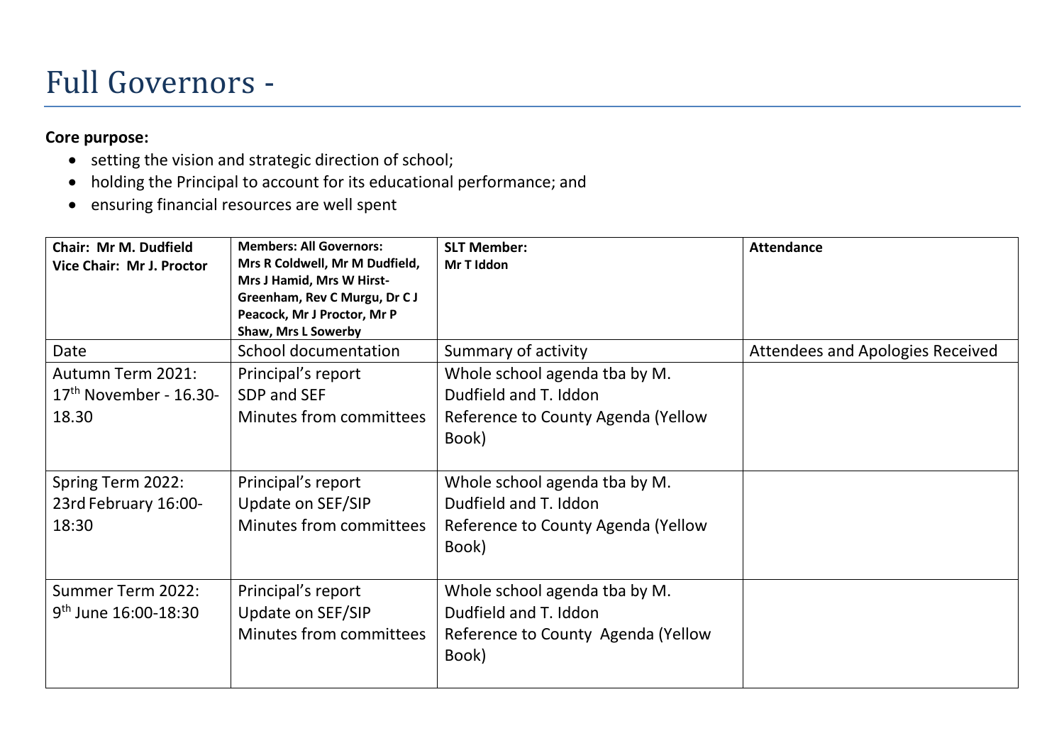# Full Governors -

**Core purpose:**

- setting the vision and strategic direction of school;
- holding the Principal to account for its educational performance; and
- ensuring financial resources are well spent

| **Chair: Mr M. Dudfield**<br>**Vice Chair: Mr J. Proctor** | **Members: All Governors: Mrs R Coldwell, Mr M Dudfield, Mrs J Hamid, Mrs W Hirst-Greenham, Rev C Murgu, Dr C J Peacock, Mr J Proctor, Mr P Shaw, Mrs L Sowerby** | **SLT Member:**<br>**Mr T Iddon** | **Attendance** |
|---|---|---|---|
| Date | School documentation | Summary of activity | Attendees and Apologies Received |
| Autumn Term 2021: 17th November - 16.30-18.30 | Principal's report<br>SDP and SEF<br>Minutes from committees | Whole school agenda tba by M. Dudfield and T. Iddon<br>Reference to County Agenda (Yellow Book) | |
| Spring Term 2022: 23rd February 16:00-18:30 | Principal's report<br>Update on SEF/SIP<br>Minutes from committees | Whole school agenda tba by M. Dudfield and T. Iddon<br>Reference to County Agenda (Yellow Book) | |
| Summer Term 2022: 9th June 16:00-18:30 | Principal's report<br>Update on SEF/SIP<br>Minutes from committees | Whole school agenda tba by M. Dudfield and T. Iddon<br>Reference to County Agenda (Yellow Book) | |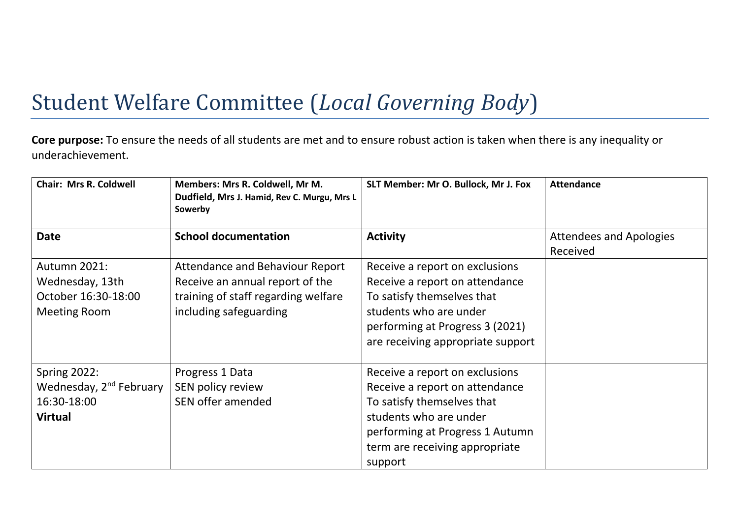# Student Welfare Committee (*Local Governing Body*)

**Core purpose:** To ensure the needs of all students are met and to ensure robust action is taken when there is any inequality or underachievement.

| **Chair: Mrs R. Coldwell** | **Members: Mrs R. Coldwell, Mr M. Dudfield, Mrs J. Hamid, Rev C. Murgu, Mrs L Sowerby** | **SLT Member: Mr O. Bullock, Mr J. Fox** | **Attendance** |
|---|---|---|---|
| **Date** | **School documentation** | **Activity** | Attendees and Apologies Received |
| Autumn 2021: Wednesday, 13th October 16:30-18:00 Meeting Room | Attendance and Behaviour Report<br>Receive an annual report of the training of staff regarding welfare including safeguarding | Receive a report on exclusions<br>Receive a report on attendance<br>To satisfy themselves that students who are under performing at Progress 3 (2021) are receiving appropriate support | |
| Spring 2022: Wednesday, 2nd February 16:30-18:00 **Virtual** | Progress 1 Data<br>SEN policy review<br>SEN offer amended | Receive a report on exclusions<br>Receive a report on attendance<br>To satisfy themselves that students who are under performing at Progress 1 Autumn term are receiving appropriate support | |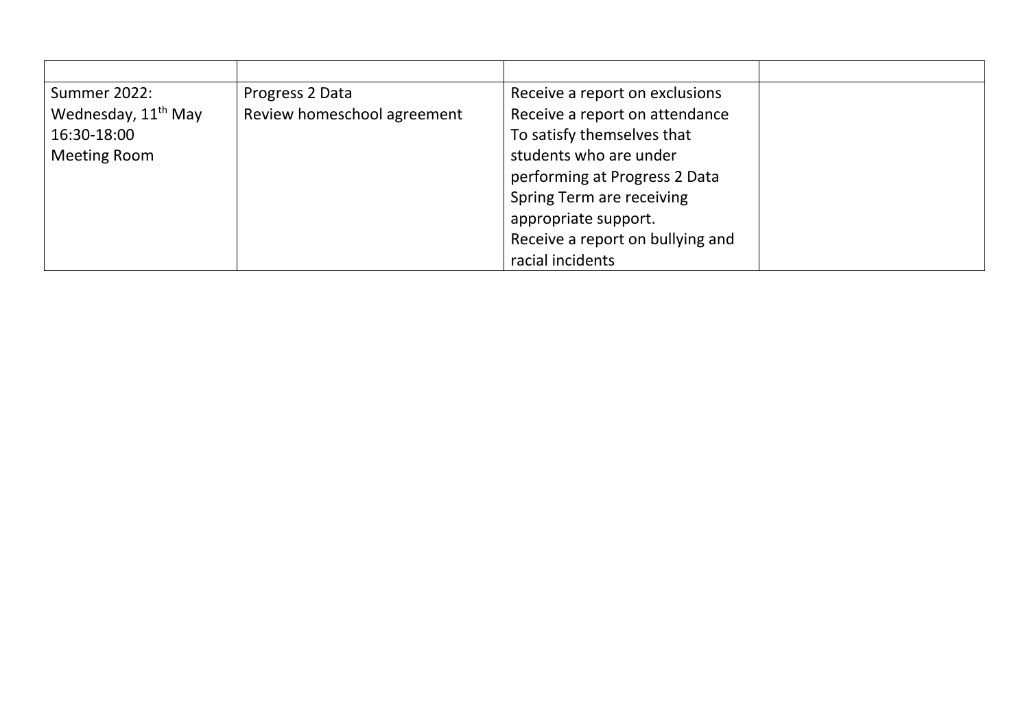| | | | |
|---|---|---|---|
| Summer 2022:<br>Wednesday, 11th May<br>16:30-18:00<br>Meeting Room | Progress 2 Data<br>Review homeschool agreement | Receive a report on exclusions<br>Receive a report on attendance<br>To satisfy themselves that students who are under performing at Progress 2 Data Spring Term are receiving appropriate support.<br>Receive a report on bullying and racial incidents | |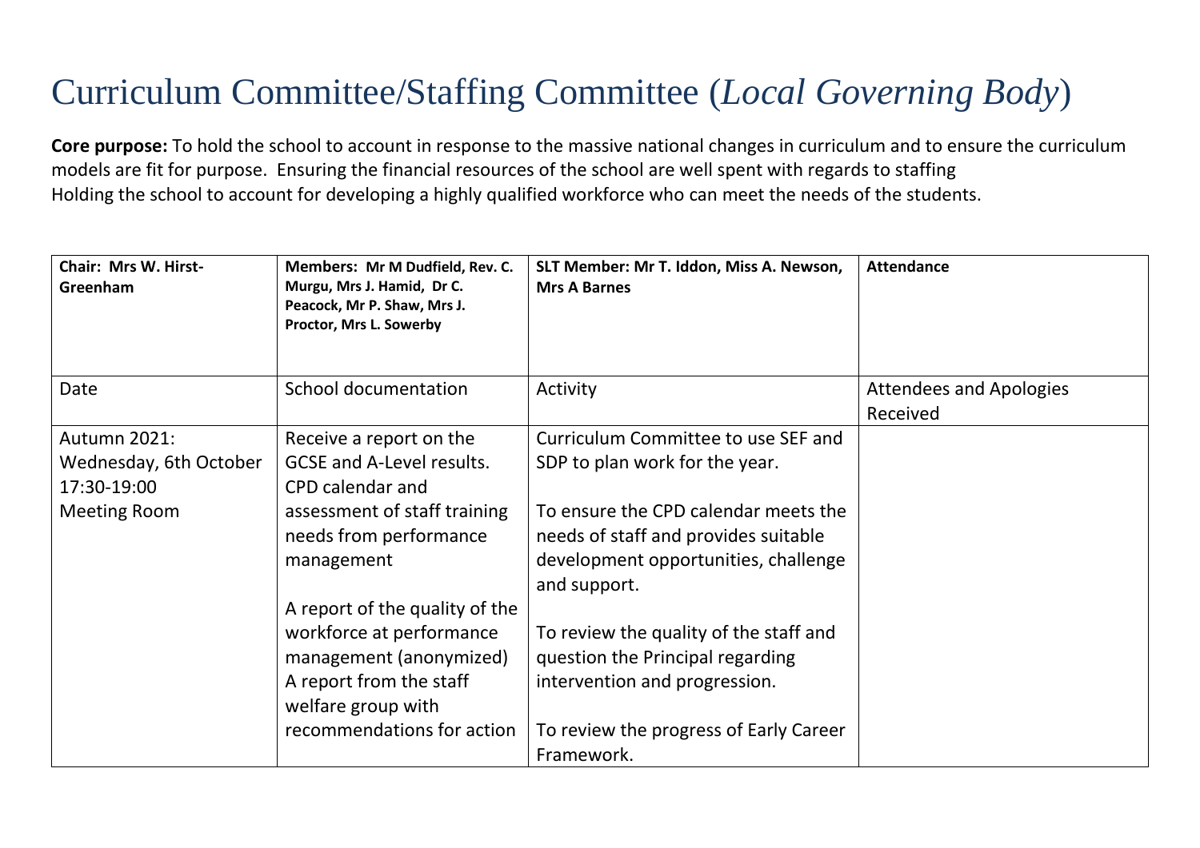# Curriculum Committee/Staffing Committee (*Local Governing Body*)

**Core purpose:** To hold the school to account in response to the massive national changes in curriculum and to ensure the curriculum models are fit for purpose. Ensuring the financial resources of the school are well spent with regards to staffing
Holding the school to account for developing a highly qualified workforce who can meet the needs of the students.

| **Chair: Mrs W. Hirst-Greenham** | **Members: Mr M Dudfield, Rev. C. Murgu, Mrs J. Hamid, Dr C. Peacock, Mr P. Shaw, Mrs J. Proctor, Mrs L. Sowerby** | **SLT Member: Mr T. Iddon, Miss A. Newson, Mrs A Barnes** | **Attendance** |
|---|---|---|---|
| Date | School documentation | Activity | Attendees and Apologies Received |
| Autumn 2021:<br>Wednesday, 6th October<br>17:30-19:00<br>Meeting Room | Receive a report on the GCSE and A-Level results.<br>CPD calendar and assessment of staff training needs from performance management<br><br>A report of the quality of the workforce at performance management (anonymized)<br>A report from the staff welfare group with recommendations for action | Curriculum Committee to use SEF and SDP to plan work for the year.<br><br>To ensure the CPD calendar meets the needs of staff and provides suitable development opportunities, challenge and support.<br><br>To review the quality of the staff and question the Principal regarding intervention and progression.<br><br>To review the progress of Early Career Framework. | |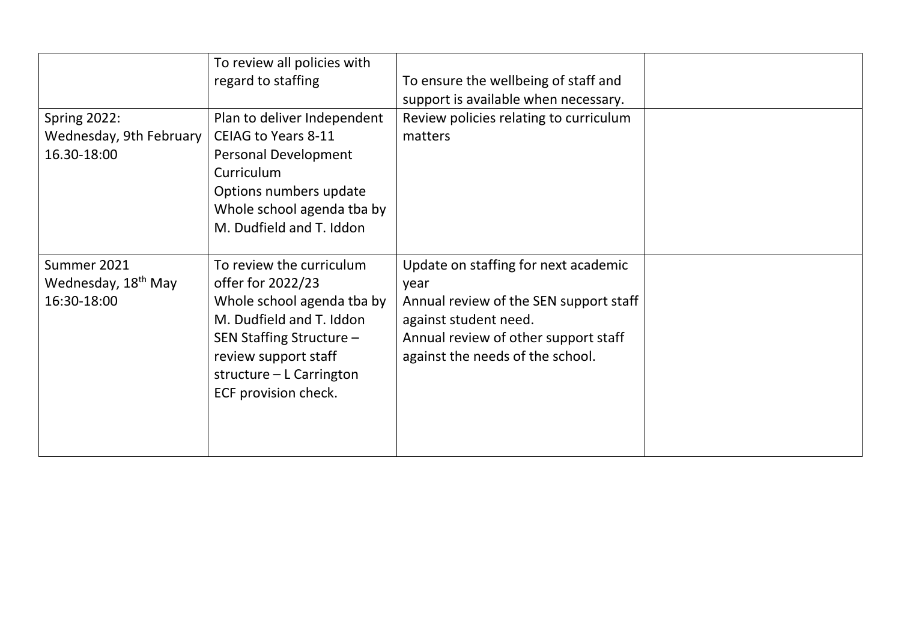| | | | |
|---|---|---|---|
| | To review all policies with regard to staffing | To ensure the wellbeing of staff and support is available when necessary. | |
| Spring 2022:<br>Wednesday, 9th February<br>16.30-18:00 | Plan to deliver Independent CEIAG to Years 8-11<br>Personal Development Curriculum<br>Options numbers update<br>Whole school agenda tba by M. Dudfield and T. Iddon | Review policies relating to curriculum matters | |
| Summer 2021<br>Wednesday, 18th May<br>16:30-18:00 | To review the curriculum offer for 2022/23<br>Whole school agenda tba by M. Dudfield and T. Iddon<br>SEN Staffing Structure – review support staff structure – L Carrington<br>ECF provision check. | Update on staffing for next academic year<br>Annual review of the SEN support staff against student need.<br>Annual review of other support staff against the needs of the school. | |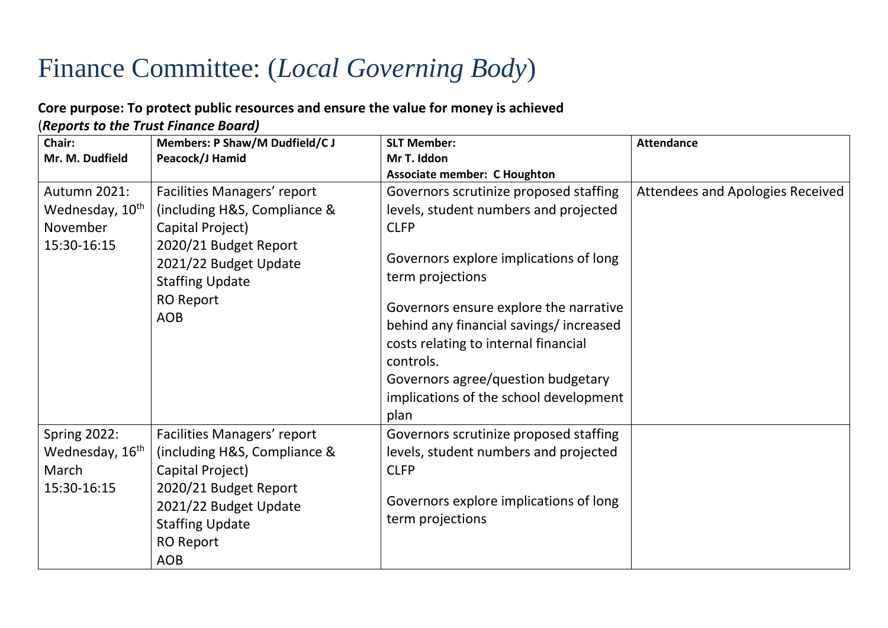# Finance Committee: (*Local Governing Body*)

**Core purpose: To protect public resources and ensure the value for money is achieved**
(***Reports to the Trust Finance Board)***

| **Chair:**<br>**Mr. M. Dudfield** | **Members: P Shaw/M Dudfield/C J Peacock/J Hamid** | **SLT Member:**<br>**Mr T. Iddon**<br>**Associate member: C Houghton** | **Attendance** |
|---|---|---|---|
| Autumn 2021:<br>Wednesday, 10th November<br>15:30-16:15 | Facilities Managers' report (including H&S, Compliance & Capital Project)<br>2020/21 Budget Report<br>2021/22 Budget Update<br>Staffing Update<br>RO Report<br>AOB | Governors scrutinize proposed staffing levels, student numbers and projected CLFP<br><br>Governors explore implications of long term projections<br><br>Governors ensure explore the narrative behind any financial savings/ increased costs relating to internal financial controls.<br>Governors agree/question budgetary implications of the school development plan | Attendees and Apologies Received |
| Spring 2022:<br>Wednesday, 16th March<br>15:30-16:15 | Facilities Managers' report (including H&S, Compliance & Capital Project)<br>2020/21 Budget Report<br>2021/22 Budget Update<br>Staffing Update<br>RO Report<br>AOB | Governors scrutinize proposed staffing levels, student numbers and projected CLFP<br><br>Governors explore implications of long term projections | |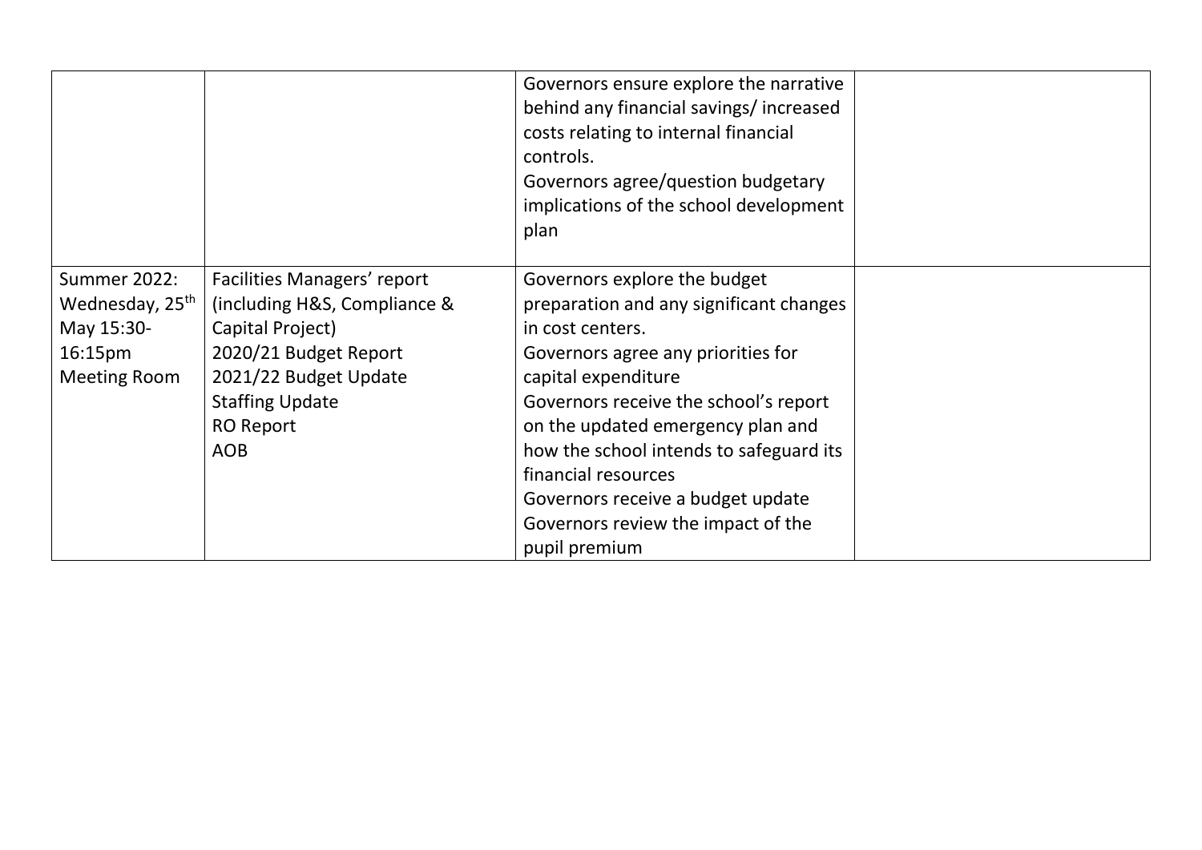| | | | |
|---|---|---|---|
| | | Governors ensure explore the narrative behind any financial savings/ increased costs relating to internal financial controls.<br>Governors agree/question budgetary implications of the school development plan | |
| Summer 2022: Wednesday, 25th May 15:30-16:15pm Meeting Room | Facilities Managers' report (including H&S, Compliance & Capital Project)<br>2020/21 Budget Report<br>2021/22 Budget Update<br>Staffing Update<br>RO Report<br>AOB | Governors explore the budget preparation and any significant changes in cost centers.<br>Governors agree any priorities for capital expenditure<br>Governors receive the school's report on the updated emergency plan and how the school intends to safeguard its financial resources<br>Governors receive a budget update<br>Governors review the impact of the pupil premium | |